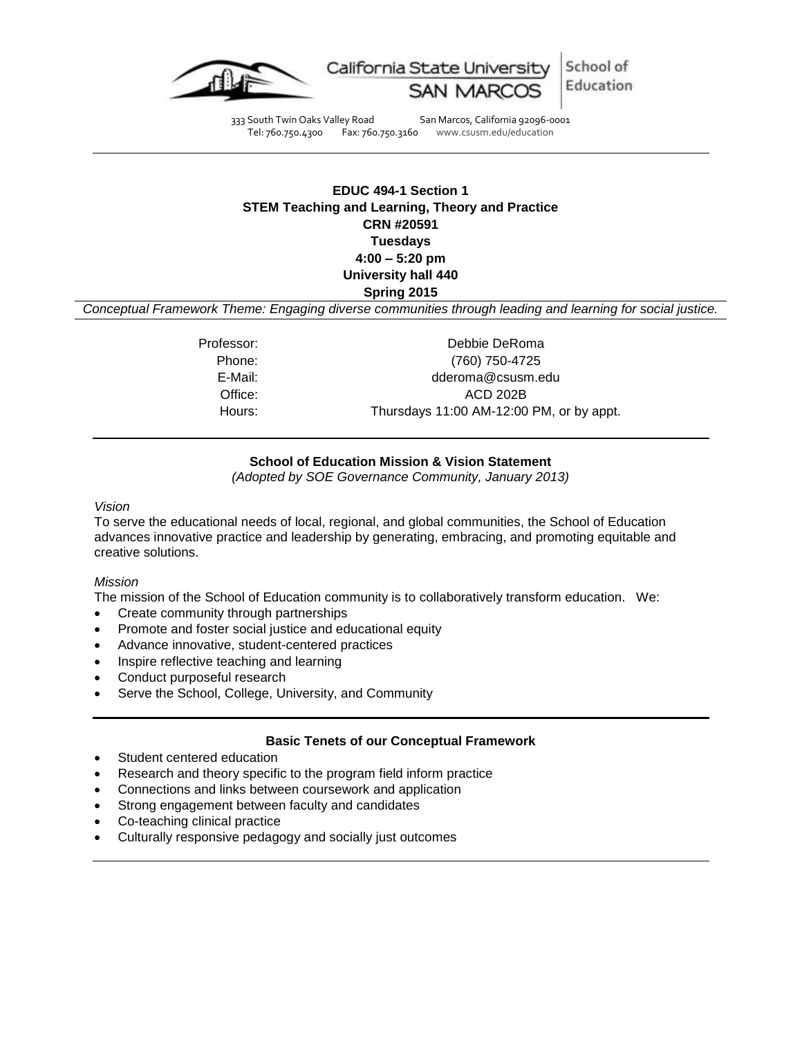California State University SAN MARCOS | School of Education

333 South Twin Oaks Valley Road San Marcos, California 92096-0001
Tel: 760.750.4300 Fax: 760.750.3160 www.csusm.edu/education

---

**EDUC 494-1 Section 1**
**STEM Teaching and Learning, Theory and Practice**
**CRN #20591**
**Tuesdays**
**4:00 – 5:20 pm**
**University hall 440**
**Spring 2015**

*Conceptual Framework Theme: Engaging diverse communities through leading and learning for social justice.*

| | |
|---|---|
| Professor: | Debbie DeRoma |
| Phone: | (760) 750-4725 |
| E-Mail: | dderoma@csusm.edu |
| Office: | ACD 202B |
| Hours: | Thursdays 11:00 AM-12:00 PM, or by appt. |

---

**School of Education Mission & Vision Statement**
*(Adopted by SOE Governance Community, January 2013)*

*Vision*
To serve the educational needs of local, regional, and global communities, the School of Education advances innovative practice and leadership by generating, embracing, and promoting equitable and creative solutions.

*Mission*
The mission of the School of Education community is to collaboratively transform education. We:

- Create community through partnerships
- Promote and foster social justice and educational equity
- Advance innovative, student-centered practices
- Inspire reflective teaching and learning
- Conduct purposeful research
- Serve the School, College, University, and Community

---

**Basic Tenets of our Conceptual Framework**

- Student centered education
- Research and theory specific to the program field inform practice
- Connections and links between coursework and application
- Strong engagement between faculty and candidates
- Co-teaching clinical practice
- Culturally responsive pedagogy and socially just outcomes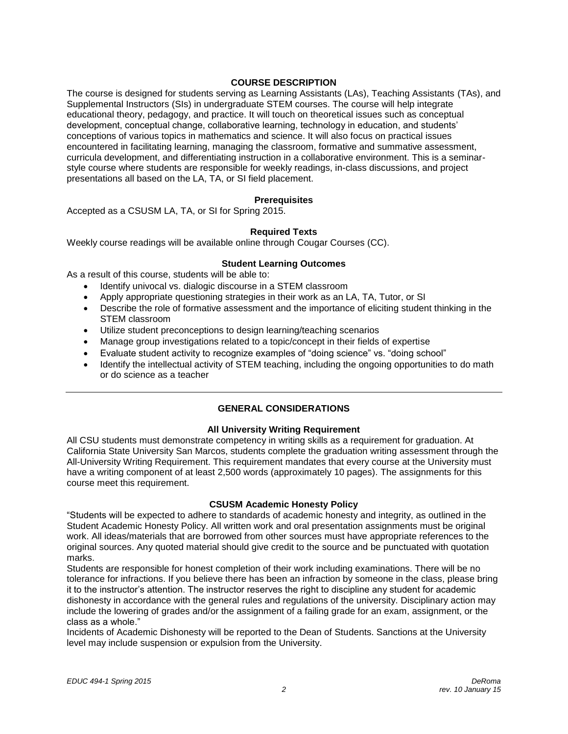## COURSE DESCRIPTION

The course is designed for students serving as Learning Assistants (LAs), Teaching Assistants (TAs), and Supplemental Instructors (SIs) in undergraduate STEM courses. The course will help integrate educational theory, pedagogy, and practice. It will touch on theoretical issues such as conceptual development, conceptual change, collaborative learning, technology in education, and students' conceptions of various topics in mathematics and science. It will also focus on practical issues encountered in facilitating learning, managing the classroom, formative and summative assessment, curricula development, and differentiating instruction in a collaborative environment. This is a seminar-style course where students are responsible for weekly readings, in-class discussions, and project presentations all based on the LA, TA, or SI field placement.

### Prerequisites

Accepted as a CSUSM LA, TA, or SI for Spring 2015.

### Required Texts

Weekly course readings will be available online through Cougar Courses (CC).

### Student Learning Outcomes

As a result of this course, students will be able to:

- Identify univocal vs. dialogic discourse in a STEM classroom
- Apply appropriate questioning strategies in their work as an LA, TA, Tutor, or SI
- Describe the role of formative assessment and the importance of eliciting student thinking in the STEM classroom
- Utilize student preconceptions to design learning/teaching scenarios
- Manage group investigations related to a topic/concept in their fields of expertise
- Evaluate student activity to recognize examples of "doing science" vs. "doing school"
- Identify the intellectual activity of STEM teaching, including the ongoing opportunities to do math or do science as a teacher

---

## GENERAL CONSIDERATIONS

### All University Writing Requirement

All CSU students must demonstrate competency in writing skills as a requirement for graduation. At California State University San Marcos, students complete the graduation writing assessment through the All-University Writing Requirement. This requirement mandates that every course at the University must have a writing component of at least 2,500 words (approximately 10 pages). The assignments for this course meet this requirement.

### CSUSM Academic Honesty Policy

"Students will be expected to adhere to standards of academic honesty and integrity, as outlined in the Student Academic Honesty Policy. All written work and oral presentation assignments must be original work. All ideas/materials that are borrowed from other sources must have appropriate references to the original sources. Any quoted material should give credit to the source and be punctuated with quotation marks.

Students are responsible for honest completion of their work including examinations. There will be no tolerance for infractions. If you believe there has been an infraction by someone in the class, please bring it to the instructor's attention. The instructor reserves the right to discipline any student for academic dishonesty in accordance with the general rules and regulations of the university. Disciplinary action may include the lowering of grades and/or the assignment of a failing grade for an exam, assignment, or the class as a whole."

Incidents of Academic Dishonesty will be reported to the Dean of Students. Sanctions at the University level may include suspension or expulsion from the University.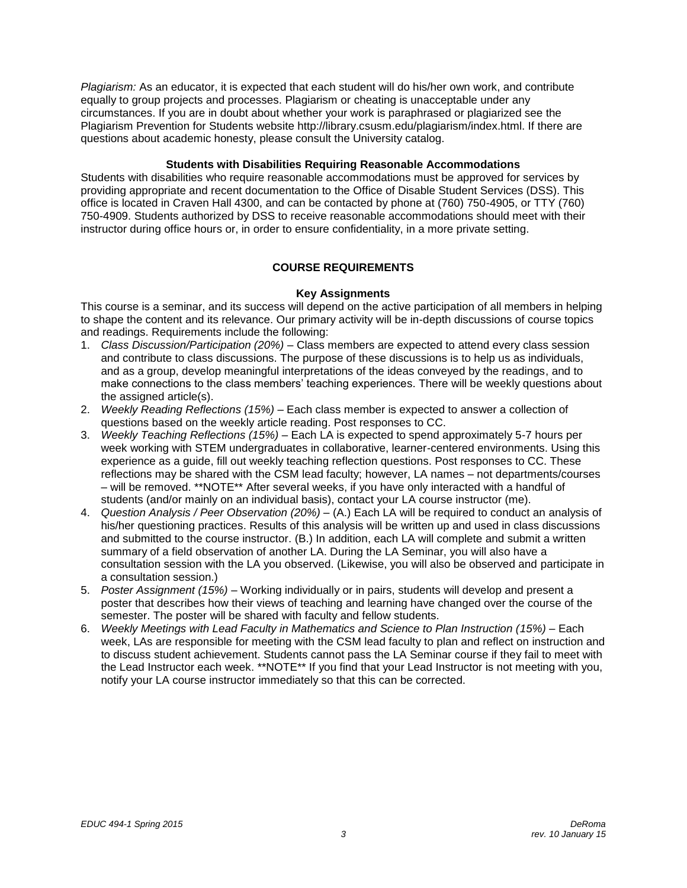*Plagiarism:* As an educator, it is expected that each student will do his/her own work, and contribute equally to group projects and processes. Plagiarism or cheating is unacceptable under any circumstances. If you are in doubt about whether your work is paraphrased or plagiarized see the Plagiarism Prevention for Students website http://library.csusm.edu/plagiarism/index.html. If there are questions about academic honesty, please consult the University catalog.

### Students with Disabilities Requiring Reasonable Accommodations

Students with disabilities who require reasonable accommodations must be approved for services by providing appropriate and recent documentation to the Office of Disable Student Services (DSS). This office is located in Craven Hall 4300, and can be contacted by phone at (760) 750-4905, or TTY (760) 750-4909. Students authorized by DSS to receive reasonable accommodations should meet with their instructor during office hours or, in order to ensure confidentiality, in a more private setting.

## COURSE REQUIREMENTS

### Key Assignments

This course is a seminar, and its success will depend on the active participation of all members in helping to shape the content and its relevance. Our primary activity will be in-depth discussions of course topics and readings. Requirements include the following:

1. *Class Discussion/Participation (20%)* – Class members are expected to attend every class session and contribute to class discussions. The purpose of these discussions is to help us as individuals, and as a group, develop meaningful interpretations of the ideas conveyed by the readings, and to make connections to the class members' teaching experiences. There will be weekly questions about the assigned article(s).
2. *Weekly Reading Reflections (15%)* – Each class member is expected to answer a collection of questions based on the weekly article reading. Post responses to CC.
3. *Weekly Teaching Reflections (15%)* – Each LA is expected to spend approximately 5-7 hours per week working with STEM undergraduates in collaborative, learner-centered environments. Using this experience as a guide, fill out weekly teaching reflection questions. Post responses to CC. These reflections may be shared with the CSM lead faculty; however, LA names – not departments/courses – will be removed. **NOTE** After several weeks, if you have only interacted with a handful of students (and/or mainly on an individual basis), contact your LA course instructor (me).
4. *Question Analysis / Peer Observation (20%)* – (A.) Each LA will be required to conduct an analysis of his/her questioning practices. Results of this analysis will be written up and used in class discussions and submitted to the course instructor. (B.) In addition, each LA will complete and submit a written summary of a field observation of another LA. During the LA Seminar, you will also have a consultation session with the LA you observed. (Likewise, you will also be observed and participate in a consultation session.)
5. *Poster Assignment (15%)* – Working individually or in pairs, students will develop and present a poster that describes how their views of teaching and learning have changed over the course of the semester. The poster will be shared with faculty and fellow students.
6. *Weekly Meetings with Lead Faculty in Mathematics and Science to Plan Instruction (15%)* – Each week, LAs are responsible for meeting with the CSM lead faculty to plan and reflect on instruction and to discuss student achievement. Students cannot pass the LA Seminar course if they fail to meet with the Lead Instructor each week. **NOTE** If you find that your Lead Instructor is not meeting with you, notify your LA course instructor immediately so that this can be corrected.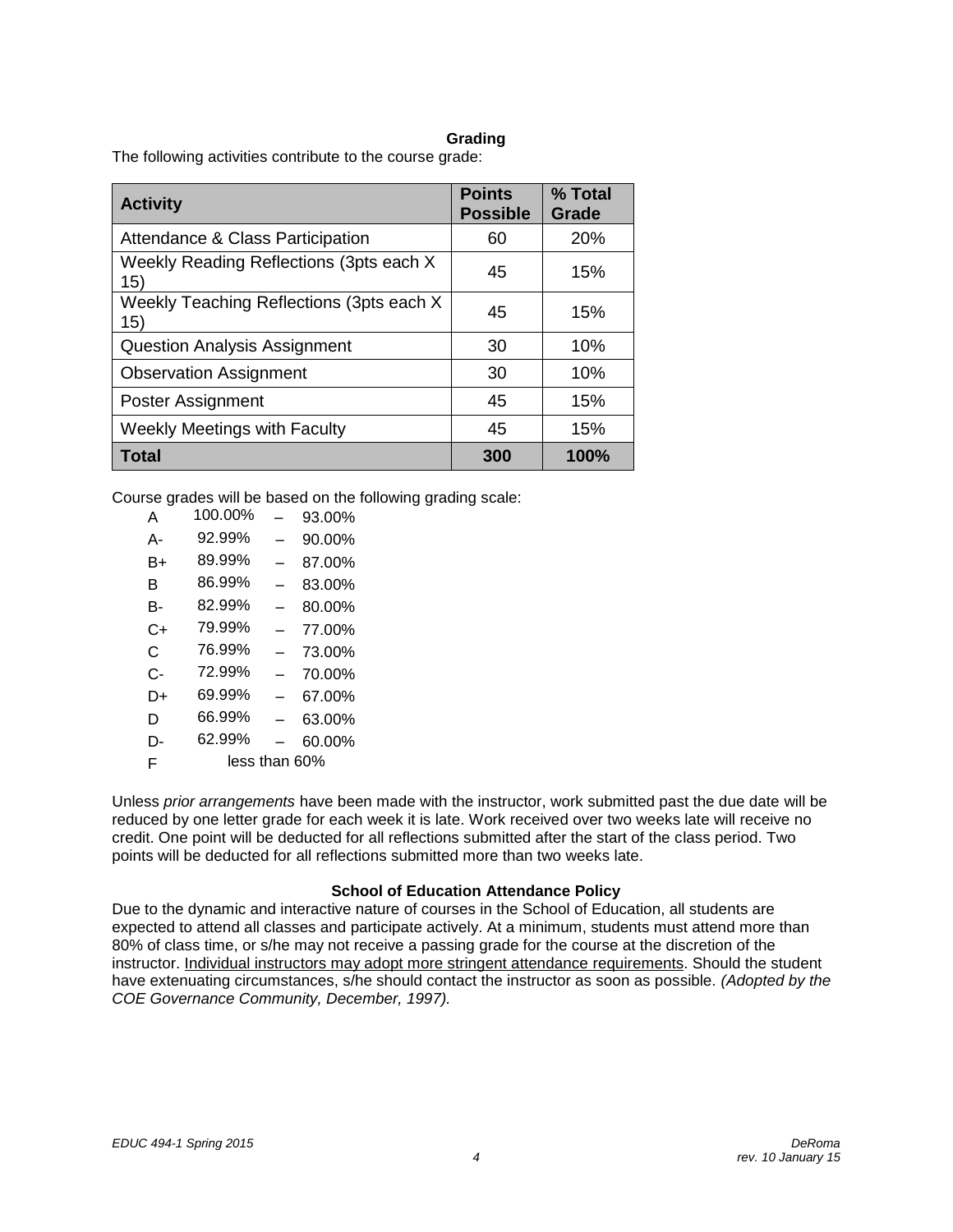### Grading

The following activities contribute to the course grade:

| Activity | Points Possible | % Total Grade |
|---|---|---|
| Attendance & Class Participation | 60 | 20% |
| Weekly Reading Reflections (3pts each X 15) | 45 | 15% |
| Weekly Teaching Reflections (3pts each X 15) | 45 | 15% |
| Question Analysis Assignment | 30 | 10% |
| Observation Assignment | 30 | 10% |
| Poster Assignment | 45 | 15% |
| Weekly Meetings with Faculty | 45 | 15% |
| **Total** | **300** | **100%** |

Course grades will be based on the following grading scale:

| | | | |
|---|---|---|---|
| A | 100.00% | – | 93.00% |
| A- | 92.99% | – | 90.00% |
| B+ | 89.99% | – | 87.00% |
| B | 86.99% | – | 83.00% |
| B- | 82.99% | – | 80.00% |
| C+ | 79.99% | – | 77.00% |
| C | 76.99% | – | 73.00% |
| C- | 72.99% | – | 70.00% |
| D+ | 69.99% | – | 67.00% |
| D | 66.99% | – | 63.00% |
| D- | 62.99% | – | 60.00% |
| F | less than 60% | | |

Unless *prior arrangements* have been made with the instructor, work submitted past the due date will be reduced by one letter grade for each week it is late. Work received over two weeks late will receive no credit. One point will be deducted for all reflections submitted after the start of the class period. Two points will be deducted for all reflections submitted more than two weeks late.

### School of Education Attendance Policy

Due to the dynamic and interactive nature of courses in the School of Education, all students are expected to attend all classes and participate actively. At a minimum, students must attend more than 80% of class time, or s/he may not receive a passing grade for the course at the discretion of the instructor. Individual instructors may adopt more stringent attendance requirements. Should the student have extenuating circumstances, s/he should contact the instructor as soon as possible. *(Adopted by the COE Governance Community, December, 1997).*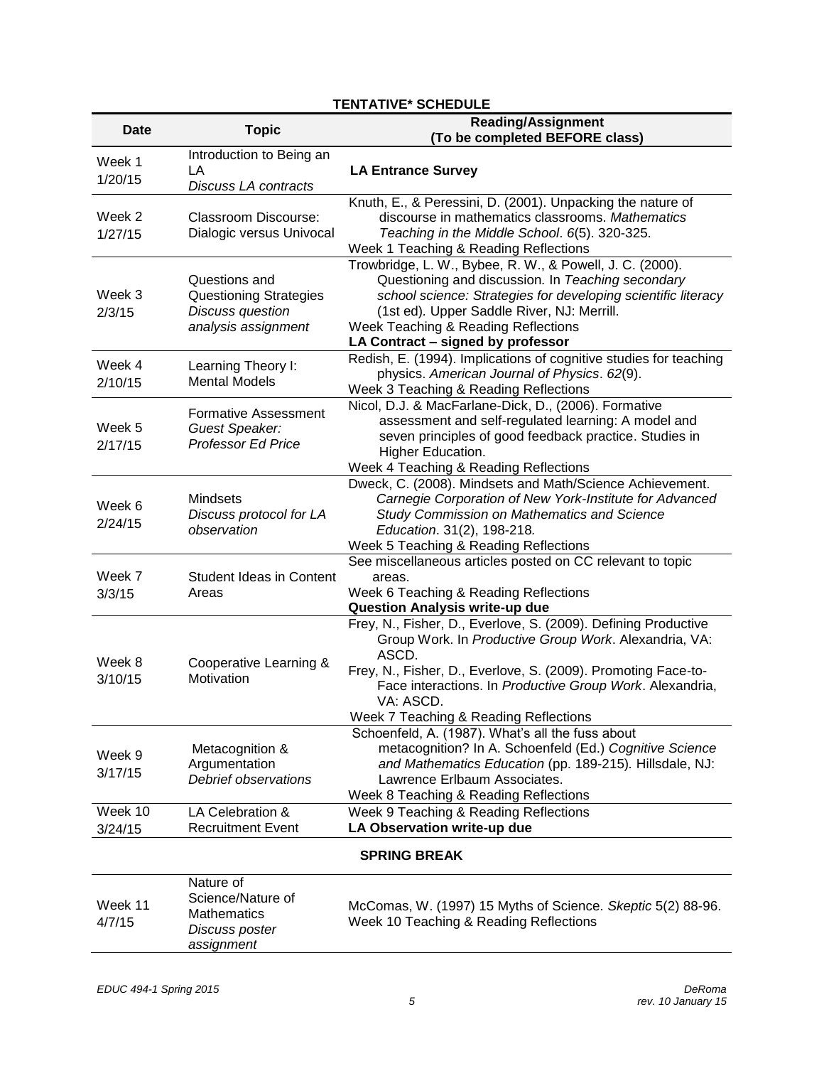## TENTATIVE* SCHEDULE

| Date | Topic | Reading/Assignment (To be completed BEFORE class) |
|---|---|---|
| Week 1 1/20/15 | Introduction to Being an LA *Discuss LA contracts* | **LA Entrance Survey** |
| Week 2 1/27/15 | Classroom Discourse: Dialogic versus Univocal | Knuth, E., & Peressini, D. (2001). Unpacking the nature of discourse in mathematics classrooms. *Mathematics Teaching in the Middle School*. *6*(5). 320-325. Week 1 Teaching & Reading Reflections |
| Week 3 2/3/15 | Questions and Questioning Strategies *Discuss question analysis assignment* | Trowbridge, L. W., Bybee, R. W., & Powell, J. C. (2000). Questioning and discussion*.* In *Teaching secondary school science: Strategies for developing scientific literacy* (1st ed). Upper Saddle River, NJ: Merrill. Week Teaching & Reading Reflections **LA Contract – signed by professor** |
| Week 4 2/10/15 | Learning Theory I: Mental Models | Redish, E. (1994). Implications of cognitive studies for teaching physics. *American Journal of Physics*. *62*(9). Week 3 Teaching & Reading Reflections |
| Week 5 2/17/15 | Formative Assessment *Guest Speaker: Professor Ed Price* | Nicol, D.J. & MacFarlane-Dick, D., (2006). Formative assessment and self-regulated learning: A model and seven principles of good feedback practice. Studies in Higher Education. Week 4 Teaching & Reading Reflections |
| Week 6 2/24/15 | Mindsets *Discuss protocol for LA observation* | Dweck, C. (2008). Mindsets and Math/Science Achievement. *Carnegie Corporation of New York-Institute for Advanced Study Commission on Mathematics and Science Education*. 31(2), 198-218*.* Week 5 Teaching & Reading Reflections |
| Week 7 3/3/15 | Student Ideas in Content Areas | See miscellaneous articles posted on CC relevant to topic areas. Week 6 Teaching & Reading Reflections **Question Analysis write-up due** |
| Week 8 3/10/15 | Cooperative Learning & Motivation | Frey, N., Fisher, D., Everlove, S. (2009). Defining Productive Group Work. In *Productive Group Work*. Alexandria, VA: ASCD. Frey, N., Fisher, D., Everlove, S. (2009). Promoting Face-to-Face interactions. In *Productive Group Work*. Alexandria, VA: ASCD. Week 7 Teaching & Reading Reflections |
| Week 9 3/17/15 | Metacognition & Argumentation *Debrief observations* | Schoenfeld, A. (1987). What's all the fuss about metacognition? In A. Schoenfeld (Ed.) *Cognitive Science and Mathematics Education* (pp. 189-215)*.* Hillsdale, NJ: Lawrence Erlbaum Associates. Week 8 Teaching & Reading Reflections |
| Week 10 3/24/15 | LA Celebration & Recruitment Event | Week 9 Teaching & Reading Reflections **LA Observation write-up due** |
| | | **SPRING BREAK** |
| Week 11 4/7/15 | Nature of Science/Nature of Mathematics *Discuss poster assignment* | McComas, W. (1997) 15 Myths of Science. *Skeptic* 5(2) 88-96. Week 10 Teaching & Reading Reflections |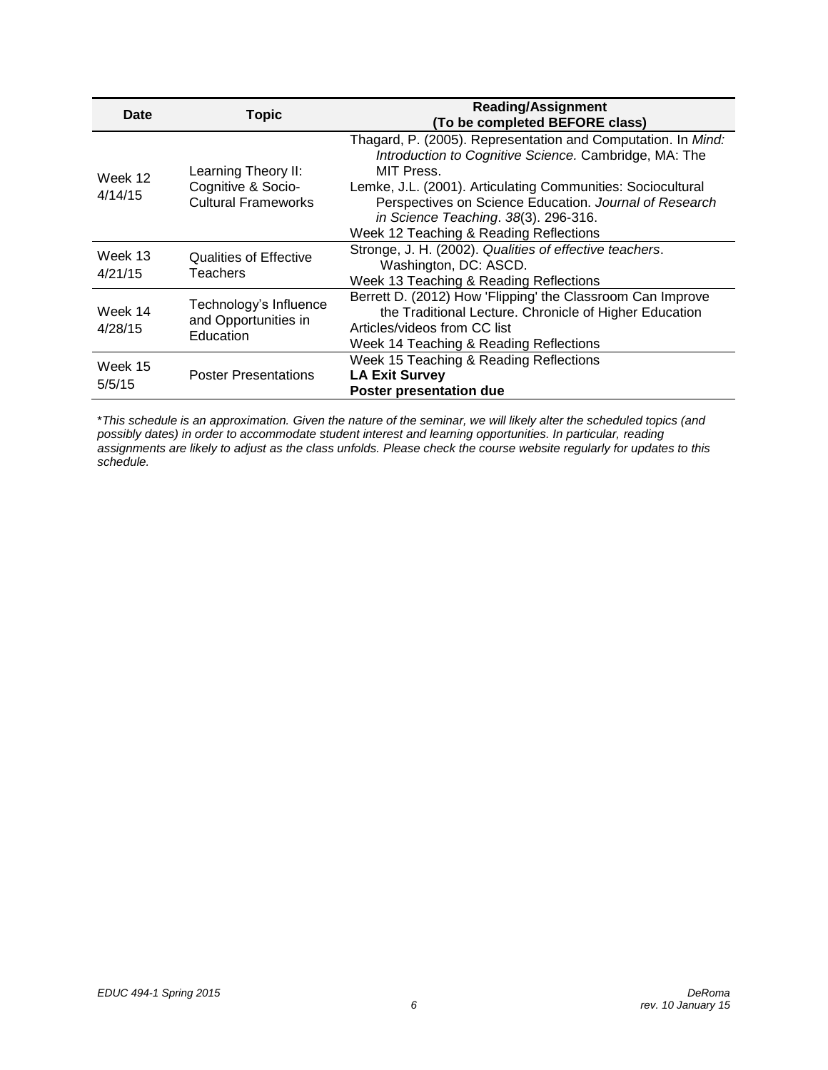| Date | Topic | Reading/Assignment (To be completed BEFORE class) |
| --- | --- | --- |
| Week 12 4/14/15 | Learning Theory II: Cognitive & Socio-Cultural Frameworks | Thagard, P. (2005). Representation and Computation. In *Mind: Introduction to Cognitive Science.* Cambridge, MA: The MIT Press.<br>Lemke, J.L. (2001). Articulating Communities: Sociocultural Perspectives on Science Education. *Journal of Research in Science Teaching*. *38*(3). 296-316.<br>Week 12 Teaching & Reading Reflections |
| Week 13 4/21/15 | Qualities of Effective Teachers | Stronge, J. H. (2002). *Qualities of effective teachers*. Washington, DC: ASCD.<br>Week 13 Teaching & Reading Reflections |
| Week 14 4/28/15 | Technology's Influence and Opportunities in Education | Berrett D. (2012) How 'Flipping' the Classroom Can Improve the Traditional Lecture. Chronicle of Higher Education<br>Articles/videos from CC list<br>Week 14 Teaching & Reading Reflections |
| Week 15 5/5/15 | Poster Presentations | Week 15 Teaching & Reading Reflections<br>**LA Exit Survey**<br>**Poster presentation due** |

*\*This schedule is an approximation. Given the nature of the seminar, we will likely alter the scheduled topics (and possibly dates) in order to accommodate student interest and learning opportunities. In particular, reading assignments are likely to adjust as the class unfolds. Please check the course website regularly for updates to this schedule.*